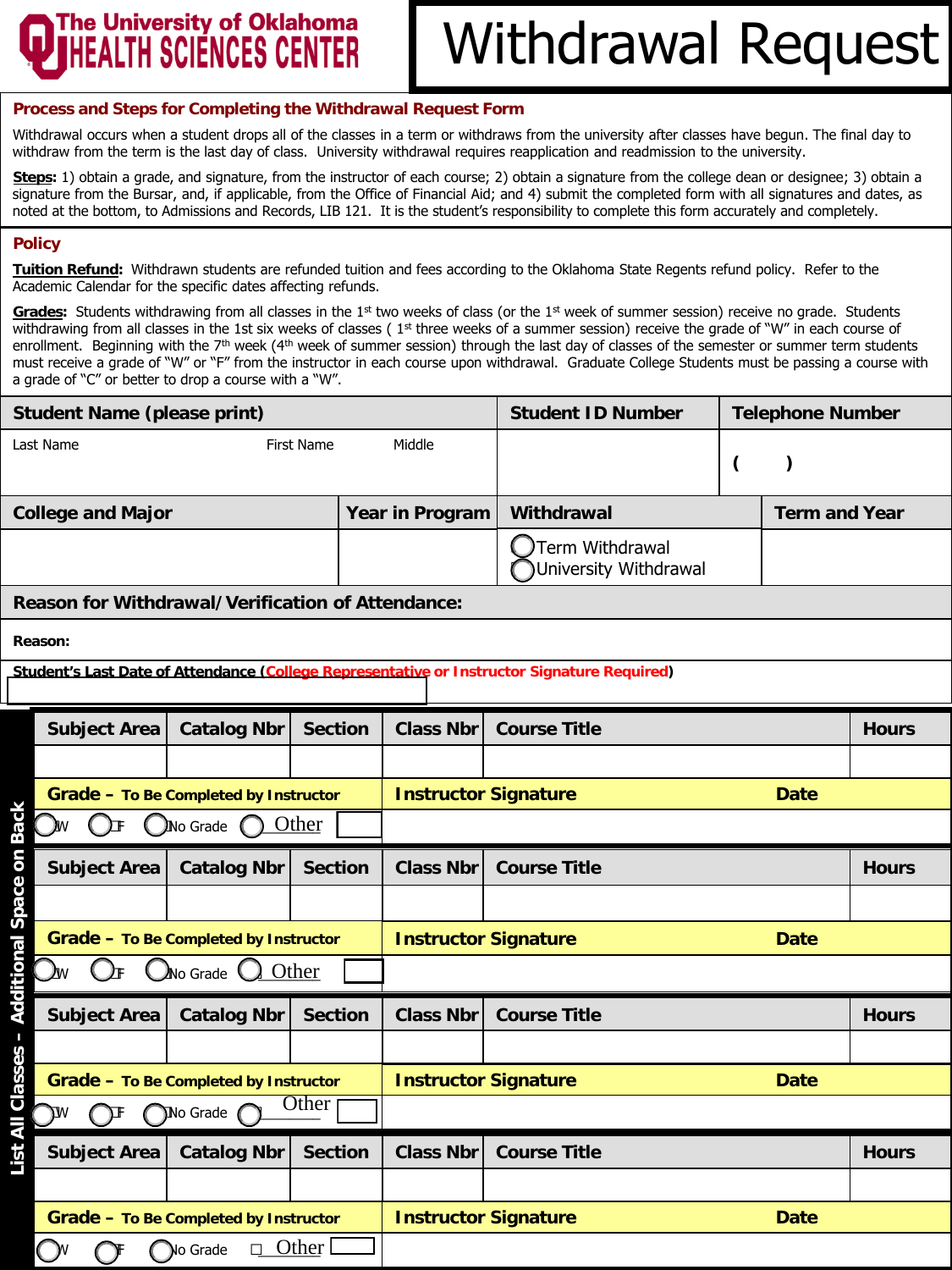The University of Oklahoma HEALTH SCIENCES CENTER

# Withdrawal Request

## Process and Steps for Completing the Withdrawal Request Form

Withdrawal occurs when a student drops all of the classes in a term or withdraws from the university after classes have begun. The final day to withdraw from the term is the last day of class. University withdrawal requires reapplication and readmission to the university.

**Steps:** 1) obtain a grade, and signature, from the instructor of each course; 2) obtain a signature from the college dean or designee; 3) obtain a signature from the Bursar, and, if applicable, from the Office of Financial Aid; and 4) submit the completed form with all signatures and dates, as noted at the bottom, to Admissions and Records, LIB 121. It is the student's responsibility to complete this form accurately and completely.

## Policy

**Tuition Refund:** Withdrawn students are refunded tuition and fees according to the Oklahoma State Regents refund policy. Refer to the Academic Calendar for the specific dates affecting refunds.

**Grades:** Students withdrawing from all classes in the 1st two weeks of class (or the 1st week of summer session) receive no grade. Students withdrawing from all classes in the 1st six weeks of classes ( 1st three weeks of a summer session) receive the grade of "W" in each course of enrollment. Beginning with the 7th week (4th week of summer session) through the last day of classes of the semester or summer term students must receive a grade of "W" or "F" from the instructor in each course upon withdrawal. Graduate College Students must be passing a course with a grade of "C" or better to drop a course with a "W".

| Student Name (please print) | | | Student ID Number | Telephone Number |
|---|---|---|---|---|
| Last Name | First Name | Middle | | ( ) |

| College and Major | Year in Program | Withdrawal | Term and Year |
|---|---|---|---|
| | | ◯ Term Withdrawal<br>◯ University Withdrawal | |

**Reason for Withdrawal/Verification of Attendance:**

**Reason:**

**Student's Last Date of Attendance (College Representative or Instructor Signature Required)**

**List All Classes – Additional Space on Back**

| Subject Area | Catalog Nbr | Section | Class Nbr | Course Title | Hours |
|---|---|---|---|---|---|
| | | | | | |

| Grade – To Be Completed by Instructor | Instructor Signature | Date |
|---|---|---|
| ◯ W ◯ F ◯ No Grade ◯ Other | | |

| Subject Area | Catalog Nbr | Section | Class Nbr | Course Title | Hours |
|---|---|---|---|---|---|
| | | | | | |

| Grade – To Be Completed by Instructor | Instructor Signature | Date |
|---|---|---|
| ◯ W ◯ F ◯ No Grade ◯ Other | | |

| Subject Area | Catalog Nbr | Section | Class Nbr | Course Title | Hours |
|---|---|---|---|---|---|
| | | | | | |

| Grade – To Be Completed by Instructor | Instructor Signature | Date |
|---|---|---|
| ◯ W ◯ F ◯ No Grade ◯ Other | | |

| Subject Area | Catalog Nbr | Section | Class Nbr | Course Title | Hours |
|---|---|---|---|---|---|
| | | | | | |

| Grade – To Be Completed by Instructor | Instructor Signature | Date |
|---|---|---|
| ◯ W ◯ F ◯ No Grade ☐ Other | | |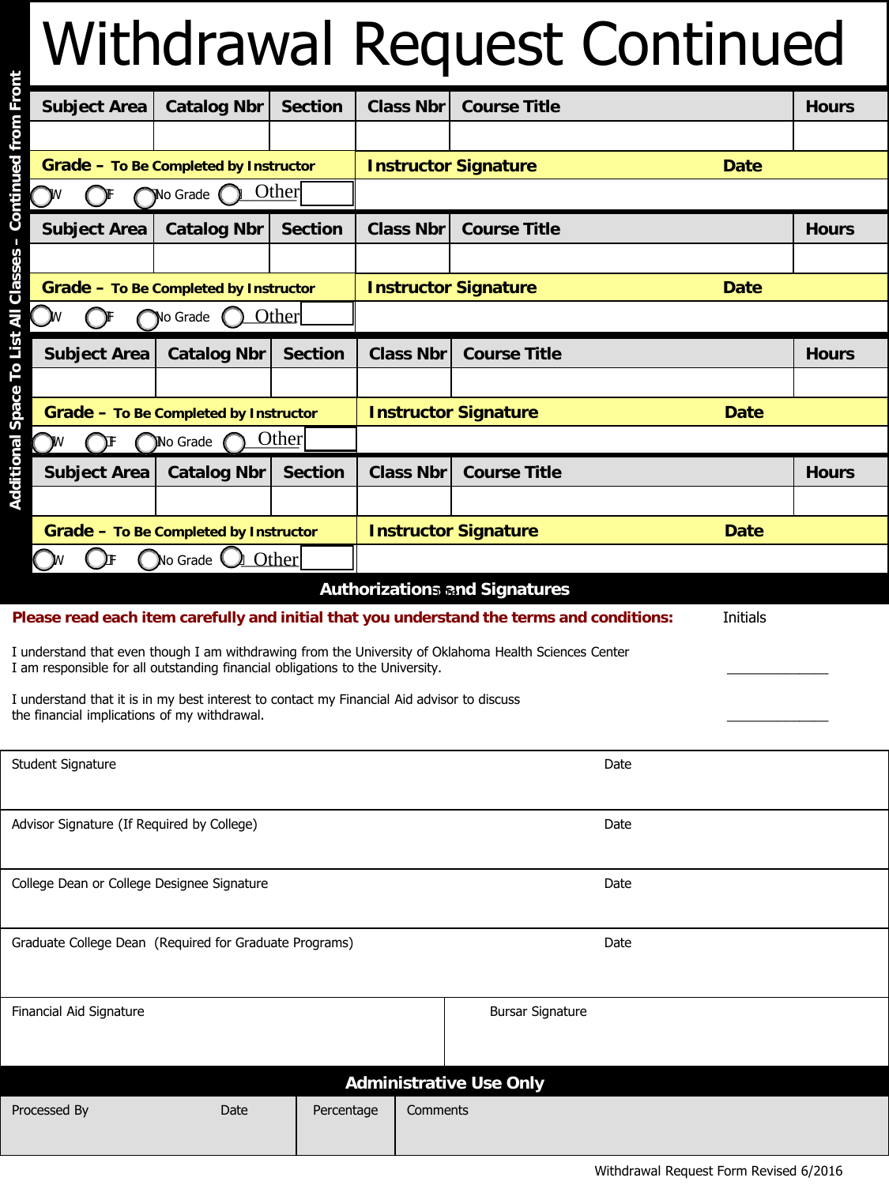# Withdrawal Request Continued

*Additional Space To List All Classes – Continued from Front*

| Subject Area | Catalog Nbr | Section | Class Nbr | Course Title | Hours |
|---|---|---|---|---|---|
| | | | | | |
| **Grade – To Be Completed by Instructor** | | | **Instructor Signature** | | **Date** |
| ◯ W ◯ F ◯ No Grade ◯ Other ☐ | | | | | |

| Subject Area | Catalog Nbr | Section | Class Nbr | Course Title | Hours |
|---|---|---|---|---|---|
| | | | | | |
| **Grade – To Be Completed by Instructor** | | | **Instructor Signature** | | **Date** |
| ◯ W ◯ F ◯ No Grade ◯ Other ☐ | | | | | |

| Subject Area | Catalog Nbr | Section | Class Nbr | Course Title | Hours |
|---|---|---|---|---|---|
| | | | | | |
| **Grade – To Be Completed by Instructor** | | | **Instructor Signature** | | **Date** |
| ◯ W ◯ F ◯ No Grade ◯ Other ☐ | | | | | |

| Subject Area | Catalog Nbr | Section | Class Nbr | Course Title | Hours |
|---|---|---|---|---|---|
| | | | | | |
| **Grade – To Be Completed by Instructor** | | | **Instructor Signature** | | **Date** |
| ◯ W ◯ F ◯ No Grade ◯ Other ☐ | | | | | |

## Authorizations and Signatures

**Please read each item carefully and initial that you understand the terms and conditions:** Initials

I understand that even though I am withdrawing from the University of Oklahoma Health Sciences Center I am responsible for all outstanding financial obligations to the University. ____________

I understand that it is in my best interest to contact my Financial Aid advisor to discuss the financial implications of my withdrawal. ____________

| | |
|---|---|
| Student Signature | Date |
| Advisor Signature (If Required by College) | Date |
| College Dean or College Designee Signature | Date |
| Graduate College Dean (Required for Graduate Programs) | Date |
| Financial Aid Signature | Bursar Signature |

## Administrative Use Only

| Processed By | Date | Percentage | Comments |
|---|---|---|---|
| | | | |

Withdrawal Request Form Revised 6/2016